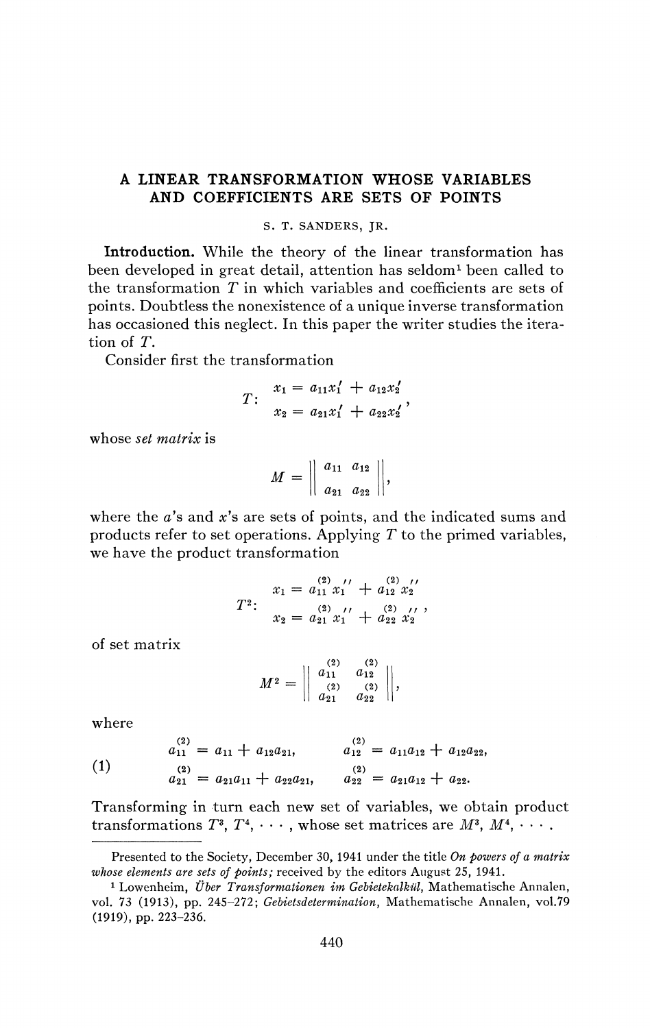# A LINEAR TRANSFORMATION WHOSE VARIABLES AND COEFFICIENTS ARE SETS OF POINTS

S. T. SANDERS, JR.

**Introduction.** While the theory of the linear transformation has been developed in great detail, attention has seldom[1] been called to the transformation $T$ in which variables and coefficients are sets of points. Doubtless the nonexistence of a unique inverse transformation has occasioned this neglect. In this paper the writer studies the iteration of $T$.

Consider first the transformation

$$T: \quad \begin{aligned} x_1 &= a_{11}x_1' + a_{12}x_2' \\ x_2 &= a_{21}x_1' + a_{22}x_2' \end{aligned},$$

whose *set matrix* is

$$M = \left\| \begin{matrix} a_{11} & a_{12} \\ a_{21} & a_{22} \end{matrix} \right\|,$$

where the $a$'s and $x$'s are sets of points, and the indicated sums and products refer to set operations. Applying $T$ to the primed variables, we have the product transformation

$$T^2: \quad \begin{aligned} x_1 &= \overset{(2)}{a_{11}} x_1'' + \overset{(2)}{a_{12}} x_2'' \\ x_2 &= \overset{(2)}{a_{21}} x_1'' + \overset{(2)}{a_{22}} x_2'' \end{aligned},$$

of set matrix

$$M^2 = \left\| \begin{matrix} \overset{(2)}{a_{11}} & \overset{(2)}{a_{12}} \\ \overset{(2)}{a_{21}} & \overset{(2)}{a_{22}} \end{matrix} \right\|,$$

where

$$(1) \qquad \begin{aligned} \overset{(2)}{a_{11}} &= a_{11} + a_{12}a_{21}, & \overset{(2)}{a_{12}} &= a_{11}a_{12} + a_{12}a_{22}, \\ \overset{(2)}{a_{21}} &= a_{21}a_{11} + a_{22}a_{21}, & \overset{(2)}{a_{22}} &= a_{21}a_{12} + a_{22}. \end{aligned}$$

Transforming in turn each new set of variables, we obtain product transformations $T^3, T^4, \cdots$, whose set matrices are $M^3, M^4, \cdots$.

---

Presented to the Society, December 30, 1941 under the title *On powers of a matrix whose elements are sets of points;* received by the editors August 25, 1941.

[1] Lowenheim, *Über Transformationen im Gebietekalkül,* Mathematische Annalen, vol. 73 (1913), pp. 245–272; *Gebietsdetermination,* Mathematische Annalen, vol.79 (1919), pp. 223–236.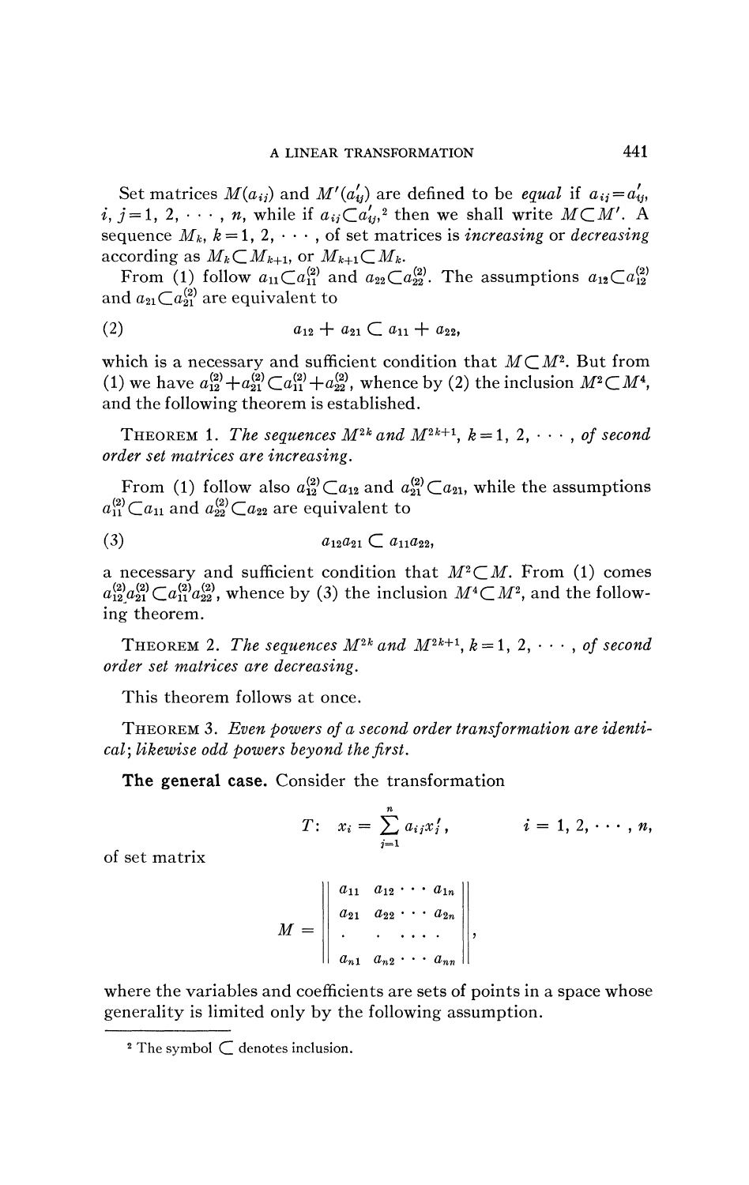Set matrices $M(a_{ij})$ and $M'(a'_{ij})$ are defined to be *equal* if $a_{ij}=a'_{ij}$, $i, j=1, 2, \cdots, n$, while if $a_{ij}\subset a'_{ij}$,[2] then we shall write $M\subset M'$. A sequence $M_k$, $k=1, 2, \cdots$, of set matrices is *increasing* or *decreasing* according as $M_k\subset M_{k+1}$, or $M_{k+1}\subset M_k$.

From (1) follow $a_{11}\subset a_{11}^{(2)}$ and $a_{22}\subset a_{22}^{(2)}$. The assumptions $a_{12}\subset a_{12}^{(2)}$ and $a_{21}\subset a_{21}^{(2)}$ are equivalent to

$$a_{12} + a_{21} \subset a_{11} + a_{22}, \tag{2}$$

which is a necessary and sufficient condition that $M\subset M^2$. But from (1) we have $a_{12}^{(2)}+a_{21}^{(2)}\subset a_{11}^{(2)}+a_{22}^{(2)}$, whence by (2) the inclusion $M^2\subset M^4$, and the following theorem is established.

THEOREM 1. *The sequences $M^{2k}$ and $M^{2k+1}$, $k=1, 2, \cdots$, of second order set matrices are increasing.*

From (1) follow also $a_{12}^{(2)}\subset a_{12}$ and $a_{21}^{(2)}\subset a_{21}$, while the assumptions $a_{11}^{(2)}\subset a_{11}$ and $a_{22}^{(2)}\subset a_{22}$ are equivalent to

$$a_{12}a_{21} \subset a_{11}a_{22}, \tag{3}$$

a necessary and sufficient condition that $M^2\subset M$. From (1) comes $a_{12}^{(2)}a_{21}^{(2)}\subset a_{11}^{(2)}a_{22}^{(2)}$, whence by (3) the inclusion $M^4\subset M^2$, and the following theorem.

THEOREM 2. *The sequences $M^{2k}$ and $M^{2k+1}$, $k=1, 2, \cdots$, of second order set matrices are decreasing.*

This theorem follows at once.

THEOREM 3. *Even powers of a second order transformation are identical; likewise odd powers beyond the first.*

**The general case.** Consider the transformation

$$T: \quad x_i = \sum_{j=1}^{n} a_{ij}x'_j, \qquad i = 1, 2, \cdots, n,$$

of set matrix

$$M = \begin{Vmatrix} a_{11} & a_{12} \cdots a_{1n} \\ a_{21} & a_{22} \cdots a_{2n} \\ \cdot & \cdot \;\cdots\; \cdot \\ a_{n1} & a_{n2} \cdots a_{nn} \end{Vmatrix},$$

where the variables and coefficients are sets of points in a space whose generality is limited only by the following assumption.

[2] The symbol $\subset$ denotes inclusion.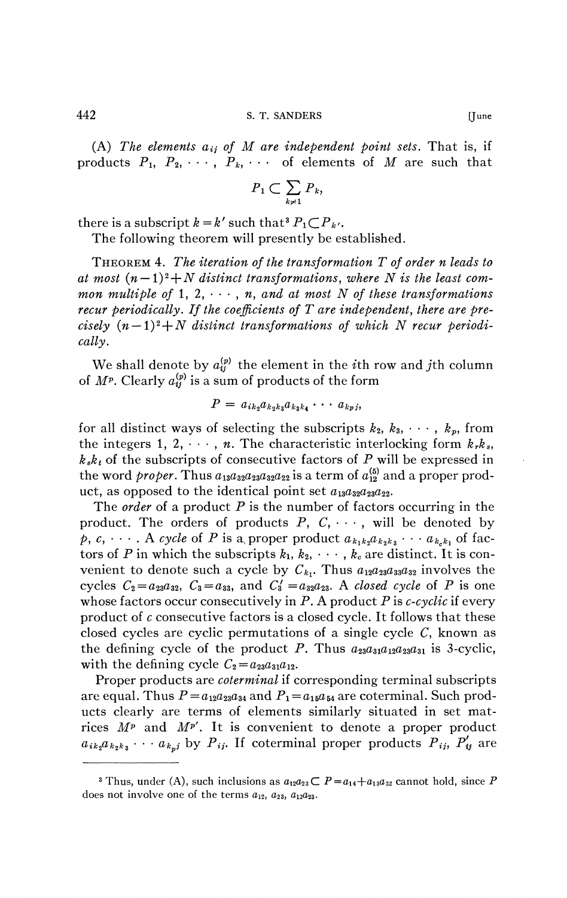(A) *The elements $a_{ij}$ of $M$ are independent point sets.* That is, if products $P_1, P_2, \cdots, P_k, \cdots$ of elements of $M$ are such that

$$P_1 \subset \sum_{k \neq 1} P_k,$$

there is a subscript $k = k'$ such that[3] $P_1 \subset P_{k'}$.

The following theorem will presently be established.

THEOREM 4. *The iteration of the transformation $T$ of order $n$ leads to at most $(n-1)^2 + N$ distinct transformations, where $N$ is the least common multiple of $1, 2, \cdots, n$, and at most $N$ of these transformations recur periodically. If the coefficients of $T$ are independent, there are precisely $(n-1)^2 + N$ distinct transformations of which $N$ recur periodically.*

We shall denote by $a_{ij}^{(p)}$ the element in the $i$th row and $j$th column of $M^p$. Clearly $a_{ij}^{(p)}$ is a sum of products of the form

$$P = a_{ik_2} a_{k_2 k_3} a_{k_3 k_4} \cdots a_{k_p j},$$

for all distinct ways of selecting the subscripts $k_2, k_3, \cdots, k_p$, from the integers $1, 2, \cdots, n$. The characteristic interlocking form $k_r k_s$, $k_s k_t$ of the subscripts of consecutive factors of $P$ will be expressed in the word *proper*. Thus $a_{13}a_{32}a_{23}a_{32}a_{22}$ is a term of $a_{12}^{(5)}$ and a proper product, as opposed to the identical point set $a_{13}a_{32}a_{23}a_{22}$.

The *order* of a product $P$ is the number of factors occurring in the product. The orders of products $P, C, \cdots$, will be denoted by $p, c, \cdots$. A *cycle* of $P$ is a proper product $a_{k_1 k_2} a_{k_2 k_3} \cdots a_{k_c k_1}$ of factors of $P$ in which the subscripts $k_1, k_2, \cdots, k_c$ are distinct. It is convenient to denote such a cycle by $C_{k_1}$. Thus $a_{12}a_{23}a_{33}a_{32}$ involves the cycles $C_2 = a_{23}a_{32}$, $C_3 = a_{33}$, and $C_3' = a_{32}a_{23}$. A *closed cycle* of $P$ is one whose factors occur consecutively in $P$. A product $P$ is *c-cyclic* if every product of $c$ consecutive factors is a closed cycle. It follows that these closed cycles are cyclic permutations of a single cycle $C$, known as the defining cycle of the product $P$. Thus $a_{23}a_{31}a_{12}a_{23}a_{31}$ is 3-cyclic, with the defining cycle $C_2 = a_{23}a_{31}a_{12}$.

Proper products are *coterminal* if corresponding terminal subscripts are equal. Thus $P = a_{12}a_{23}a_{34}$ and $P_1 = a_{15}a_{54}$ are coterminal. Such products clearly are terms of elements similarly situated in set matrices $M^p$ and $M^{p'}$. It is convenient to denote a proper product $a_{ik_2}a_{k_2k_3} \cdots a_{k_pj}$ by $P_{ij}$. If coterminal proper products $P_{ij}$, $P_{ij}'$ are

---

[3] Thus, under (A), such inclusions as $a_{12}a_{23} \subset P = a_{14} + a_{13}a_{32}$ cannot hold, since $P$ does not involve one of the terms $a_{12}$, $a_{23}$, $a_{12}a_{23}$.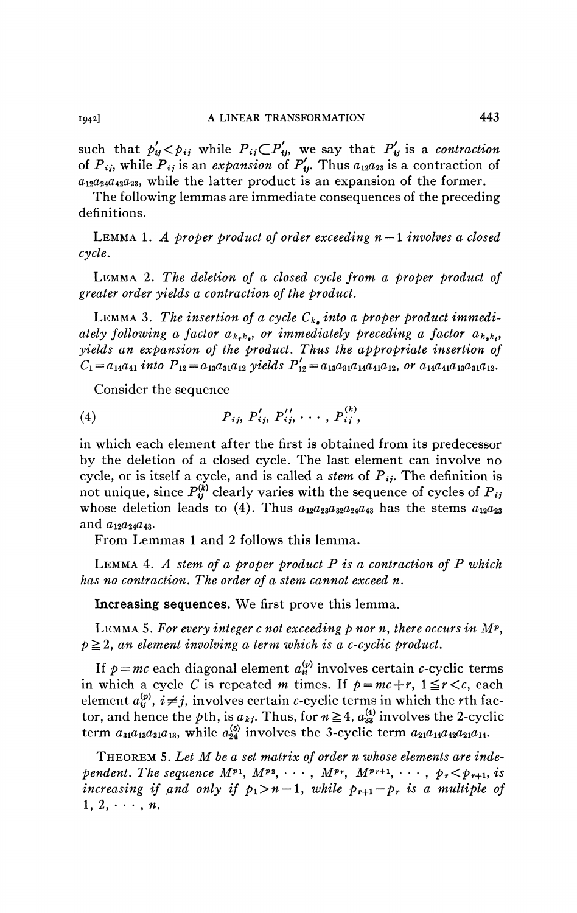such that $p'_{ij} < p_{ij}$ while $P_{ij} \subset P'_{ij}$, we say that $P'_{ij}$ is a *contraction* of $P_{ij}$, while $P_{ij}$ is an *expansion* of $P'_{ij}$. Thus $a_{12}a_{23}$ is a contraction of $a_{12}a_{24}a_{42}a_{23}$, while the latter product is an expansion of the former.

The following lemmas are immediate consequences of the preceding definitions.

LEMMA 1. *A proper product of order exceeding $n-1$ involves a closed cycle.*

LEMMA 2. *The deletion of a closed cycle from a proper product of greater order yields a contraction of the product.*

LEMMA 3. *The insertion of a cycle $C_{k_s}$ into a proper product immediately following a factor $a_{k_r k_s}$, or immediately preceding a factor $a_{k_s k_t}$, yields an expansion of the product. Thus the appropriate insertion of $C_1 = a_{14}a_{41}$ into $P_{12} = a_{13}a_{31}a_{12}$ yields $P'_{12} = a_{13}a_{31}a_{14}a_{41}a_{12}$, or $a_{14}a_{41}a_{13}a_{31}a_{12}$.*

Consider the sequence

$$(4) \qquad P_{ij}, P'_{ij}, P''_{ij}, \cdots, P_{ij}^{(k)},$$

in which each element after the first is obtained from its predecessor by the deletion of a closed cycle. The last element can involve no cycle, or is itself a cycle, and is called a *stem* of $P_{ij}$. The definition is not unique, since $P_{ij}^{(k)}$ clearly varies with the sequence of cycles of $P_{ij}$ whose deletion leads to (4). Thus $a_{12}a_{23}a_{32}a_{24}a_{43}$ has the stems $a_{12}a_{23}$ and $a_{12}a_{24}a_{43}$.

From Lemmas 1 and 2 follows this lemma.

LEMMA 4. *A stem of a proper product $P$ is a contraction of $P$ which has no contraction. The order of a stem cannot exceed $n$.*

**Increasing sequences.** We first prove this lemma.

LEMMA 5. *For every integer $c$ not exceeding $p$ nor $n$, there occurs in $M^p$, $p \geq 2$, an element involving a term which is a $c$-cyclic product.*

If $p = mc$ each diagonal element $a_{ii}^{(p)}$ involves certain $c$-cyclic terms in which a cycle $C$ is repeated $m$ times. If $p = mc + r$, $1 \leq r < c$, each element $a_{ij}^{(p)}$, $i \neq j$, involves certain $c$-cyclic terms in which the $r$th factor, and hence the $p$th, is $a_{kj}$. Thus, for $n \geq 4$, $a_{33}^{(4)}$ involves the 2-cyclic term $a_{31}a_{13}a_{31}a_{13}$, while $a_{24}^{(5)}$ involves the 3-cyclic term $a_{21}a_{14}a_{42}a_{21}a_{14}$.

THEOREM 5. *Let $M$ be a set matrix of order $n$ whose elements are independent. The sequence $M^{p_1}, M^{p_2}, \cdots, M^{p_r}, M^{p_{r+1}}, \cdots$, $p_r < p_{r+1}$, is increasing if and only if $p_1 > n-1$, while $p_{r+1} - p_r$ is a multiple of $1, 2, \cdots, n$.*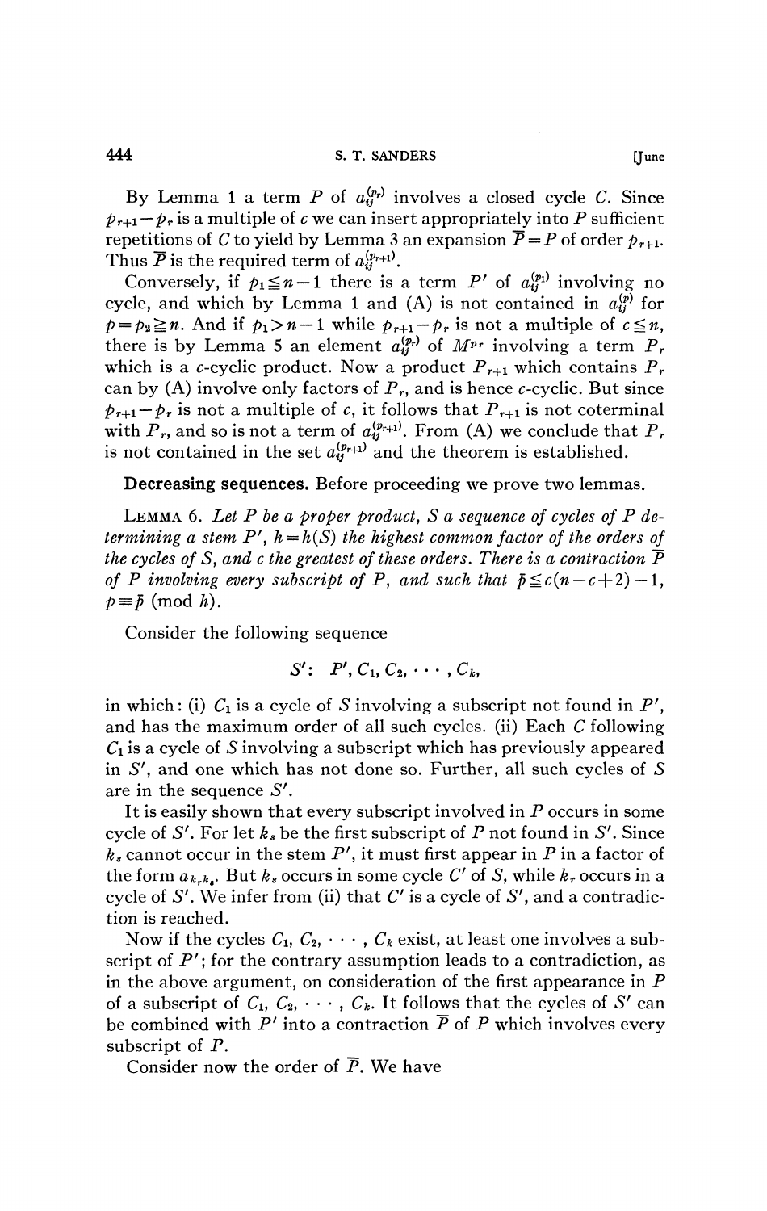By Lemma 1 a term $P$ of $a_{ij}^{(p_r)}$ involves a closed cycle $C$. Since $p_{r+1}-p_r$ is a multiple of $c$ we can insert appropriately into $P$ sufficient repetitions of $C$ to yield by Lemma 3 an expansion $\overline{P}=P$ of order $p_{r+1}$. Thus $\overline{P}$ is the required term of $a_{ij}^{(p_{r+1})}$.

Conversely, if $p_1 \leqq n-1$ there is a term $P'$ of $a_{ij}^{(p_1)}$ involving no cycle, and which by Lemma 1 and (A) is not contained in $a_{ij}^{(p)}$ for $p=p_2 \geqq n$. And if $p_1 > n-1$ while $p_{r+1}-p_r$ is not a multiple of $c \leqq n$, there is by Lemma 5 an element $a_{ij}^{(p_r)}$ of $M^{p_r}$ involving a term $P_r$ which is a $c$-cyclic product. Now a product $P_{r+1}$ which contains $P_r$ can by (A) involve only factors of $P_r$, and is hence $c$-cyclic. But since $p_{r+1}-p_r$ is not a multiple of $c$, it follows that $P_{r+1}$ is not coterminal with $P_r$, and so is not a term of $a_{ij}^{(p_{r+1})}$. From (A) we conclude that $P_r$ is not contained in the set $a_{ij}^{(p_{r+1})}$ and the theorem is established.

**Decreasing sequences.** Before proceeding we prove two lemmas.

LEMMA 6. *Let $P$ be a proper product, $S$ a sequence of cycles of $P$ determining a stem $P'$, $h=h(S)$ the highest common factor of the orders of the cycles of $S$, and $c$ the greatest of these orders. There is a contraction $\overline{P}$ of $P$ involving every subscript of $P$, and such that $\bar{p} \leqq c(n-c+2)-1$, $p \equiv \bar{p} \pmod{h}$.*

Consider the following sequence

$$S': \quad P', C_1, C_2, \cdots, C_k,$$

in which: (i) $C_1$ is a cycle of $S$ involving a subscript not found in $P'$, and has the maximum order of all such cycles. (ii) Each $C$ following $C_1$ is a cycle of $S$ involving a subscript which has previously appeared in $S'$, and one which has not done so. Further, all such cycles of $S$ are in the sequence $S'$.

It is easily shown that every subscript involved in $P$ occurs in some cycle of $S'$. For let $k_s$ be the first subscript of $P$ not found in $S'$. Since $k_s$ cannot occur in the stem $P'$, it must first appear in $P$ in a factor of the form $a_{k_r k_s}$. But $k_s$ occurs in some cycle $C'$ of $S$, while $k_r$ occurs in a cycle of $S'$. We infer from (ii) that $C'$ is a cycle of $S'$, and a contradiction is reached.

Now if the cycles $C_1, C_2, \cdots, C_k$ exist, at least one involves a subscript of $P'$; for the contrary assumption leads to a contradiction, as in the above argument, on consideration of the first appearance in $P$ of a subscript of $C_1, C_2, \cdots, C_k$. It follows that the cycles of $S'$ can be combined with $P'$ into a contraction $\overline{P}$ of $P$ which involves every subscript of $P$.

Consider now the order of $\overline{P}$. We have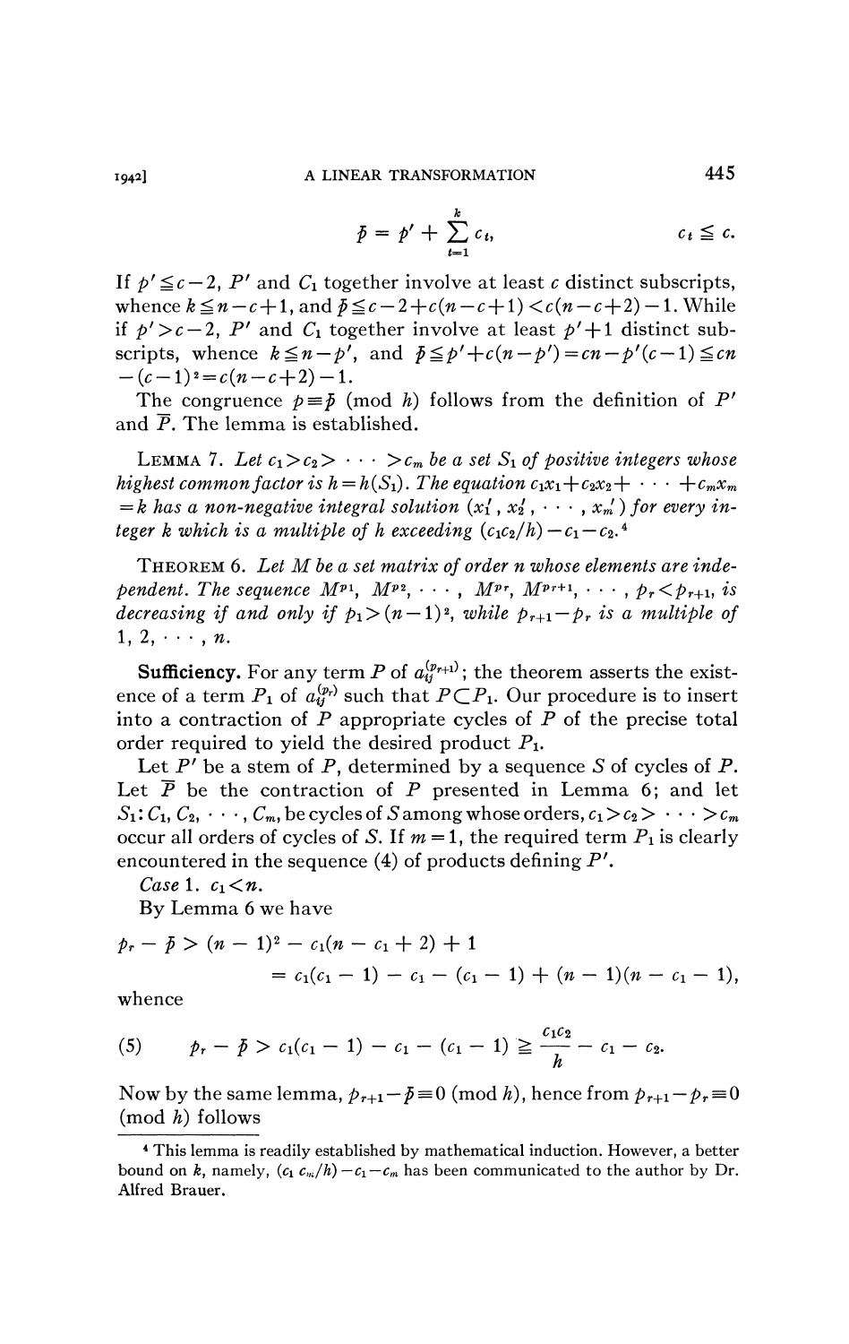$$\bar{p} = p' + \sum_{t=1}^{k} c_t, \qquad c_t \leqq c.$$

If $p' \leqq c-2$, $P'$ and $C_1$ together involve at least $c$ distinct subscripts, whence $k \leqq n-c+1$, and $\bar{p} \leqq c-2+c(n-c+1) < c(n-c+2)-1$. While if $p' > c-2$, $P'$ and $C_1$ together involve at least $p'+1$ distinct subscripts, whence $k \leqq n-p'$, and $\bar{p} \leqq p'+c(n-p') = cn-p'(c-1) \leqq cn-(c-1)^2 = c(n-c+2)-1$.

The congruence $p \equiv \bar{p} \pmod{h}$ follows from the definition of $P'$ and $\bar{P}$. The lemma is established.

LEMMA 7. *Let $c_1 > c_2 > \cdots > c_m$ be a set $S_1$ of positive integers whose highest common factor is $h = h(S_1)$. The equation $c_1x_1 + c_2x_2 + \cdots + c_mx_m = k$ has a non-negative integral solution $(x_1', x_2', \cdots, x_m')$ for every integer $k$ which is a multiple of $h$ exceeding $(c_1c_2/h) - c_1 - c_2$.*[4]

THEOREM 6. *Let $M$ be a set matrix of order $n$ whose elements are independent. The sequence $M^{p_1}, M^{p_2}, \cdots, M^{p_r}, M^{p_{r+1}}, \cdots, p_r < p_{r+1}$, is decreasing if and only if $p_1 > (n-1)^2$, while $p_{r+1} - p_r$ is a multiple of $1, 2, \cdots, n$.*

**Sufficiency.** For any term $P$ of $a_{ij}^{(p_{r+1})}$; the theorem asserts the existence of a term $P_1$ of $a_{ij}^{(p_r)}$ such that $P \subset P_1$. Our procedure is to insert into a contraction of $P$ appropriate cycles of $P$ of the precise total order required to yield the desired product $P_1$.

Let $P'$ be a stem of $P$, determined by a sequence $S$ of cycles of $P$. Let $\bar{P}$ be the contraction of $P$ presented in Lemma 6; and let $S_1: C_1, C_2, \cdots, C_m$, be cycles of $S$ among whose orders, $c_1 > c_2 > \cdots > c_m$ occur all orders of cycles of $S$. If $m = 1$, the required term $P_1$ is clearly encountered in the sequence (4) of products defining $P'$.

*Case* 1. $c_1 < n$.

By Lemma 6 we have

$$\begin{aligned} p_r - \bar{p} &> (n-1)^2 - c_1(n - c_1 + 2) + 1 \\ &= c_1(c_1 - 1) - c_1 - (c_1 - 1) + (n-1)(n - c_1 - 1), \end{aligned}$$

whence

$$p_r - \bar{p} > c_1(c_1 - 1) - c_1 - (c_1 - 1) \geqq \frac{c_1c_2}{h} - c_1 - c_2. \tag{5}$$

Now by the same lemma, $p_{r+1} - \bar{p} \equiv 0 \pmod{h}$, hence from $p_{r+1} - p_r \equiv 0 \pmod{h}$ follows

[4] This lemma is readily established by mathematical induction. However, a better bound on $k$, namely, $(c_1 c_m/h) - c_1 - c_m$ has been communicated to the author by Dr. Alfred Brauer.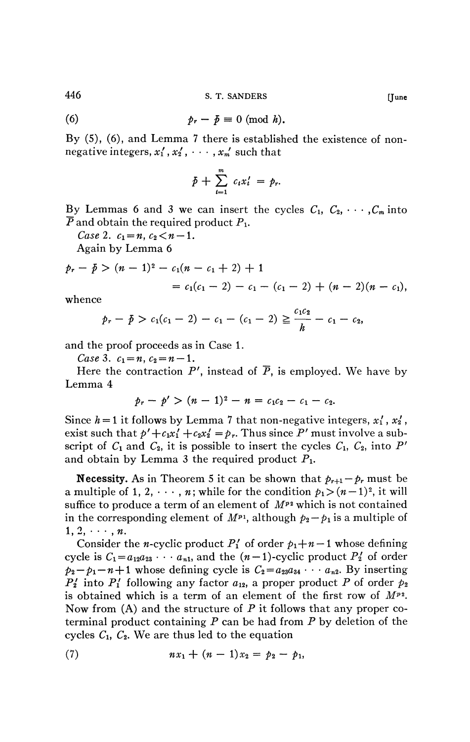$$(6) \qquad p_r - \bar{p} \equiv 0 \pmod{h}.$$

By (5), (6), and Lemma 7 there is established the existence of non-negative integers, $x_1', x_2', \cdots, x_m'$ such that

$$\bar{p} + \sum_{i=1}^{m} c_i x_i' = p_r.$$

By Lemmas 6 and 3 we can insert the cycles $C_1, C_2, \cdots, C_m$ into $\bar{P}$ and obtain the required product $P_1$.

*Case* 2. $c_1 = n$, $c_2 < n-1$.

Again by Lemma 6

$$\begin{aligned} p_r - \bar{p} &> (n-1)^2 - c_1(n - c_1 + 2) + 1 \\ &= c_1(c_1 - 2) - c_1 - (c_1 - 2) + (n-2)(n - c_1), \end{aligned}$$

whence

$$p_r - \bar{p} > c_1(c_1 - 2) - c_1 - (c_1 - 2) \geqq \frac{c_1 c_2}{h} - c_1 - c_2,$$

and the proof proceeds as in Case 1.

*Case* 3. $c_1 = n$, $c_2 = n - 1$.

Here the contraction $P'$, instead of $\bar{P}$, is employed. We have by Lemma 4

$$p_r - p' > (n-1)^2 - n = c_1 c_2 - c_1 - c_2.$$

Since $h = 1$ it follows by Lemma 7 that non-negative integers, $x_1', x_2'$, exist such that $p' + c_1 x_1' + c_2 x_2' = p_r$. Thus since $P'$ must involve a subscript of $C_1$ and $C_2$, it is possible to insert the cycles $C_1, C_2$, into $P'$ and obtain by Lemma 3 the required product $P_1$.

**Necessity.** As in Theorem 5 it can be shown that $p_{r+1} - p_r$ must be a multiple of $1, 2, \cdots, n$; while for the condition $p_1 > (n-1)^2$, it will suffice to produce a term of an element of $M^{p_2}$ which is not contained in the corresponding element of $M^{p_1}$, although $p_2 - p_1$ is a multiple of $1, 2, \cdots, n$.

Consider the $n$-cyclic product $P_1'$ of order $p_1 + n - 1$ whose defining cycle is $C_1 = a_{12}a_{23} \cdots a_{n1}$, and the $(n-1)$-cyclic product $P_2'$ of order $p_2 - p_1 - n + 1$ whose defining cycle is $C_2 = a_{23}a_{34} \cdots a_{n2}$. By inserting $P_2'$ into $P_1'$ following any factor $a_{12}$, a proper product $P$ of order $p_2$ is obtained which is a term of an element of the first row of $M^{p_2}$. Now from (A) and the structure of $P$ it follows that any proper co-terminal product containing $P$ can be had from $P$ by deletion of the cycles $C_1, C_2$. We are thus led to the equation

$$(7) \qquad n x_1 + (n-1) x_2 = p_2 - p_1,$$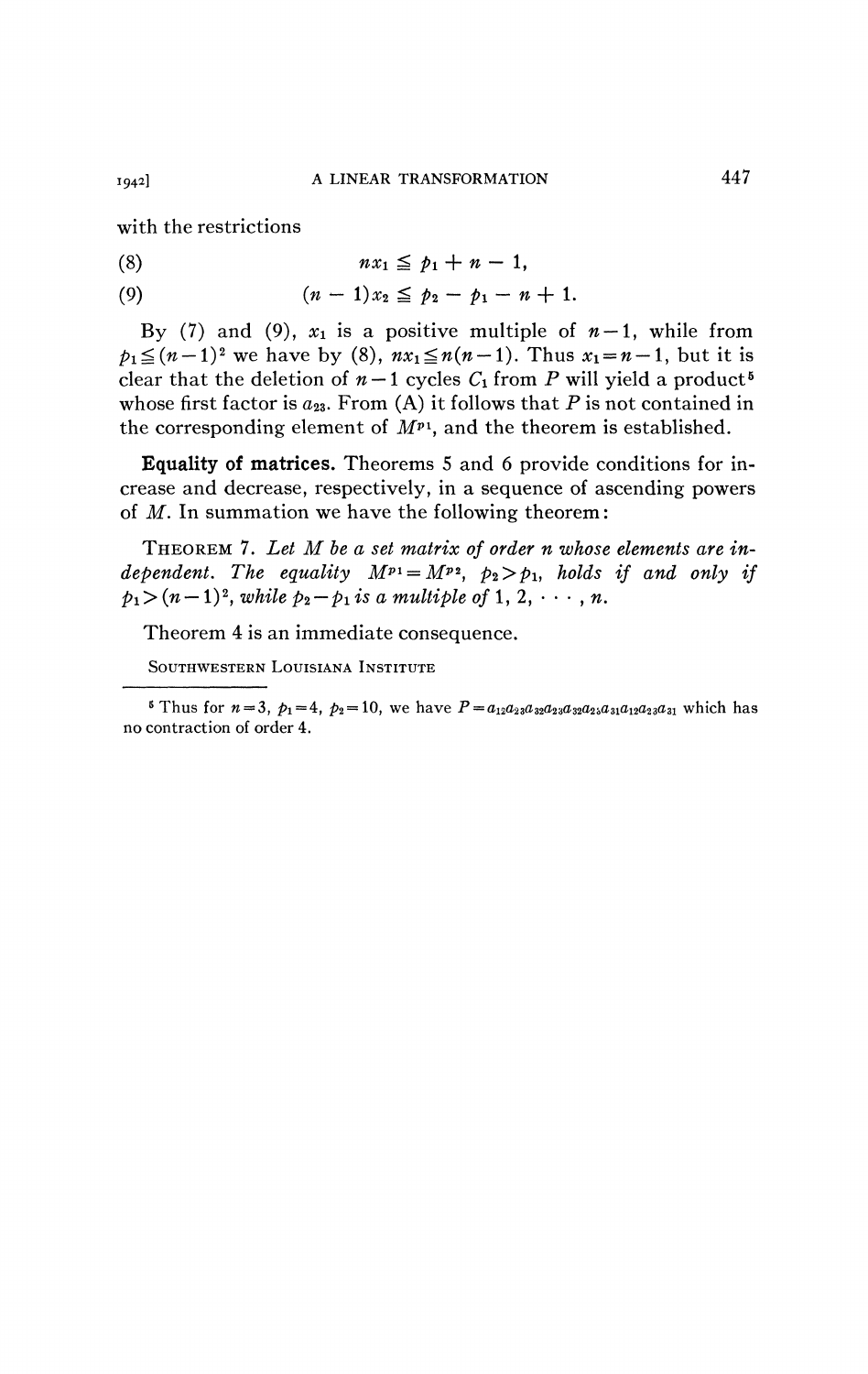with the restrictions

$$(8) \qquad nx_1 \leqq p_1 + n - 1,$$

$$(9) \qquad (n-1)x_2 \leqq p_2 - p_1 - n + 1.$$

By (7) and (9), $x_1$ is a positive multiple of $n-1$, while from $p_1 \leqq (n-1)^2$ we have by (8), $nx_1 \leqq n(n-1)$. Thus $x_1 = n-1$, but it is clear that the deletion of $n-1$ cycles $C_1$ from $P$ will yield a product[5] whose first factor is $a_{23}$. From (A) it follows that $P$ is not contained in the corresponding element of $M^{p_1}$, and the theorem is established.

**Equality of matrices.** Theorems 5 and 6 provide conditions for increase and decrease, respectively, in a sequence of ascending powers of $M$. In summation we have the following theorem:

THEOREM 7. *Let $M$ be a set matrix of order $n$ whose elements are independent. The equality $M^{p_1} = M^{p_2}$, $p_2 > p_1$, holds if and only if $p_1 > (n-1)^2$, while $p_2 - p_1$ is a multiple of 1, 2, $\cdots$, $n$.*

Theorem 4 is an immediate consequence.

SOUTHWESTERN LOUISIANA INSTITUTE

---

[5] Thus for $n=3$, $p_1=4$, $p_2=10$, we have $P = a_{12}a_{23}a_{32}a_{23}a_{32}a_{23}a_{31}a_{12}a_{23}a_{31}$ which has no contraction of order 4.